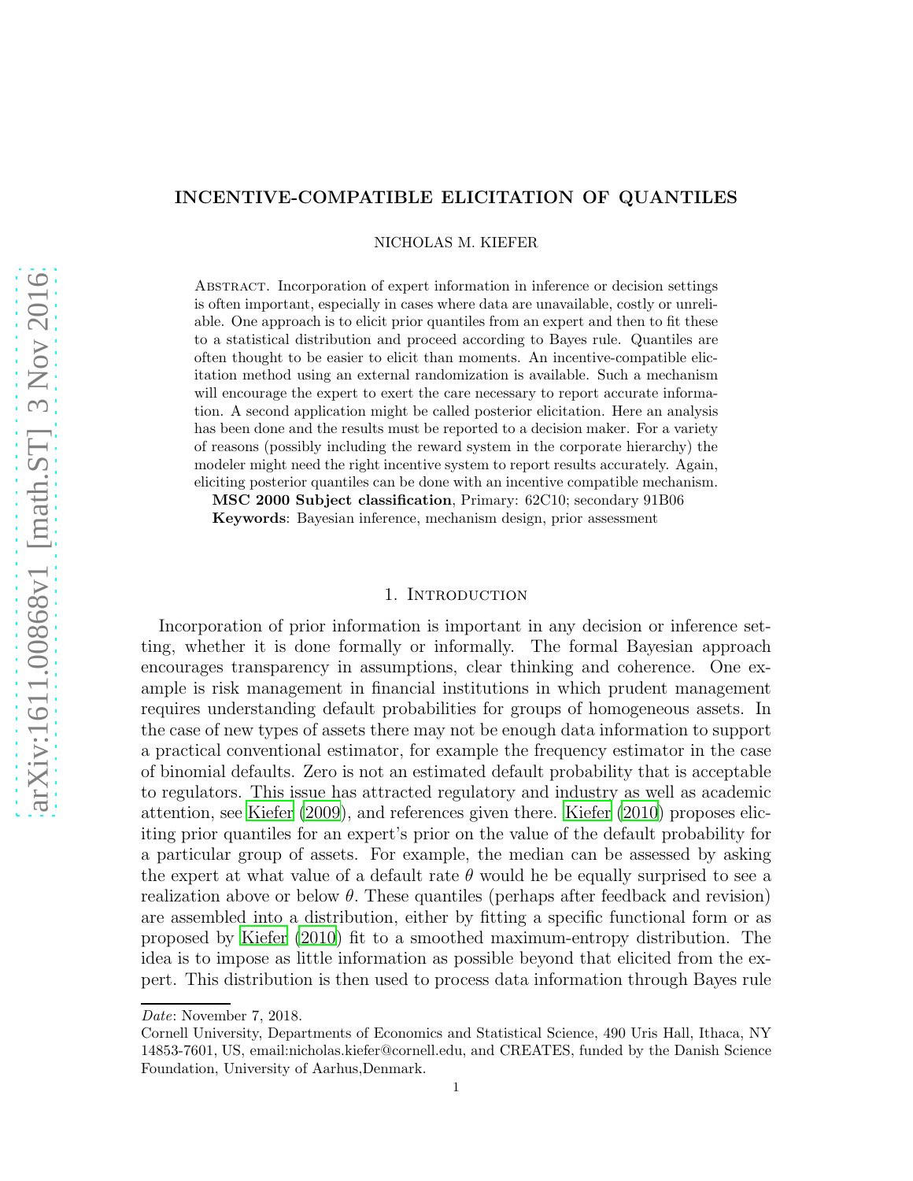# INCENTIVE-COMPATIBLE ELICITATION OF QUANTILES

NICHOLAS M. KIEFER

Abstract. Incorporation of expert information in inference or decision settings is often important, especially in cases where data are unavailable, costly or unreliable. One approach is to elicit prior quantiles from an expert and then to fit these to a statistical distribution and proceed according to Bayes rule. Quantiles are often thought to be easier to elicit than moments. An incentive-compatible elicitation method using an external randomization is available. Such a mechanism will encourage the expert to exert the care necessary to report accurate information. A second application might be called posterior elicitation. Here an analysis has been done and the results must be reported to a decision maker. For a variety of reasons (possibly including the reward system in the corporate hierarchy) the modeler might need the right incentive to report results accurately. Again, eliciting posterior quantiles can be done with an incentive compatible mechanism.

**MSC 2000 Subject classification**, Primary: 62C10; secondary 91B06

**Keywords**: Bayesian inference, mechanism design, prior assessment

## 1. Introduction

Incorporation of prior information is important in any decision or inference setting, whether it is done formally or informally. The formal Bayesian approach encourages transparency in assumptions, clear thinking and coherence. One example is risk management in financial institutions in which prudent management requires understanding default probabilities for groups of homogeneous assets. In the case of new types of assets there may not be enough data information to support a practical conventional estimator, for example the frequency estimator in the case of binomial defaults. Zero is not an estimated default probability that is acceptable to regulators. This issue has attracted regulatory and industry as well as academic attention, see Kiefer (2009), and references given there. Kiefer (2010) proposes eliciting prior quantiles for an expert's prior on the value of the default probability for a particular group of assets. For example, the median can be assessed by asking the expert at what value of a default rate $\theta$ would he be equally surprised to see a realization above or below $\theta$. These quantiles (perhaps after feedback and revision) are assembled into a distribution, either by fitting a specific functional form or as proposed by Kiefer (2010) fit to a smoothed maximum-entropy distribution. The idea is to impose as little information as possible beyond that elicited from the expert. This distribution is then used to process data information through Bayes rule

*Date*: November 7, 2018.

Cornell University, Departments of Economics and Statistical Science, 490 Uris Hall, Ithaca, NY 14853-7601, US, email:nicholas.kiefer@cornell.edu, and CREATES, funded by the Danish Science Foundation, University of Aarhus,Denmark.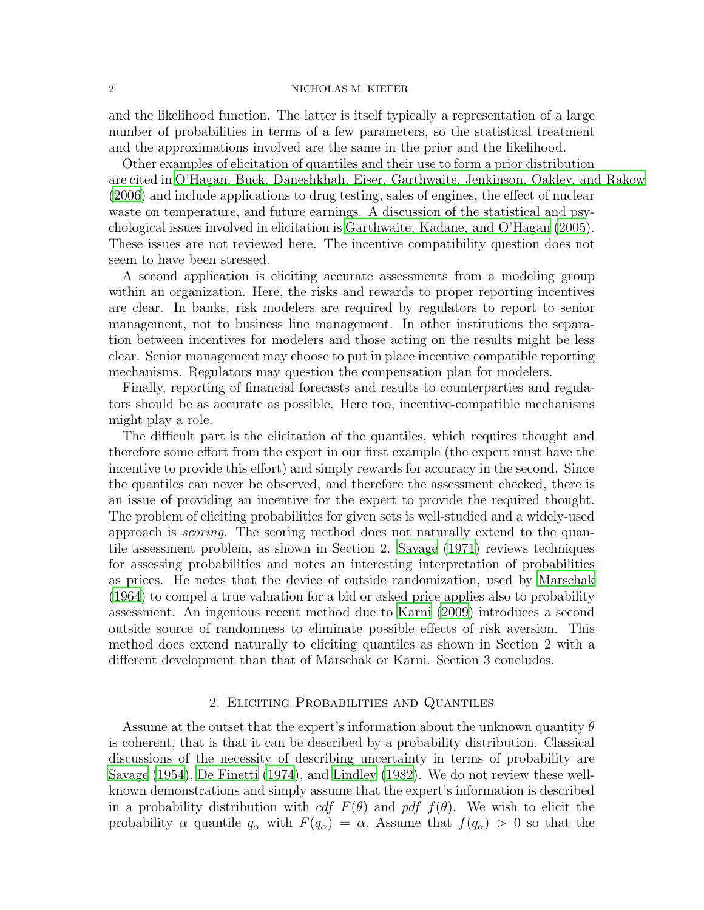and the likelihood function. The latter is itself typically a representation of a large number of probabilities in terms of a few parameters, so the statistical treatment and the approximations involved are the same in the prior and the likelihood.

Other examples of elicitation of quantiles and their use to form a prior distribution are cited in O'Hagan, Buck, Daneshkhah, Eiser, Garthwaite, Jenkinson, Oakley, and Rakow (2006) and include applications to drug testing, sales of engines, the effect of nuclear waste on temperature, and future earnings. A discussion of the statistical and psychological issues involved in elicitation is Garthwaite, Kadane, and O'Hagan (2005). These issues are not reviewed here. The incentive compatibility question does not seem to have been stressed.

A second application is eliciting accurate assessments from a modeling group within an organization. Here, the risks and rewards to proper reporting incentives are clear. In banks, risk modelers are required by regulators to report to senior management, not to business line management. In other institutions the separation between incentives for modelers and those acting on the results might be less clear. Senior management may choose to put in place incentive compatible reporting mechanisms. Regulators may question the compensation plan for modelers.

Finally, reporting of financial forecasts and results to counterparties and regulators should be as accurate as possible. Here too, incentive-compatible mechanisms might play a role.

The difficult part is the elicitation of the quantiles, which requires thought and therefore some effort from the expert in our first example (the expert must have the incentive to provide this effort) and simply rewards for accuracy in the second. Since the quantiles can never be observed, and therefore the assessment checked, there is an issue of providing an incentive for the expert to provide the required thought. The problem of eliciting probabilities for given sets is well-studied and a widely-used approach is *scoring*. The scoring method does not naturally extend to the quantile assessment problem, as shown in Section 2. Savage (1971) reviews techniques for assessing probabilities and notes an interesting interpretation of probabilities as prices. He notes that the device of outside randomization, used by Marschak (1964) to compel a true valuation for a bid or asked price applies also to probability assessment. An ingenious recent method due to Karni (2009) introduces a second outside source of randomness to eliminate possible effects of risk aversion. This method does extend naturally to eliciting quantiles as shown in Section 2 with a different development than that of Marschak or Karni. Section 3 concludes.

## 2. Eliciting Probabilities and Quantiles

Assume at the outset that the expert's information about the unknown quantity $\theta$ is coherent, that is that it can be described by a probability distribution. Classical discussions of the necessity of describing uncertainty in terms of probability are Savage (1954), De Finetti (1974), and Lindley (1982). We do not review these well-known demonstrations and simply assume that the expert's information is described in a probability distribution with *cdf* $F(\theta)$ and *pdf* $f(\theta)$. We wish to elicit the probability $\alpha$ quantile $q_\alpha$ with $F(q_\alpha) = \alpha$. Assume that $f(q_\alpha) > 0$ so that the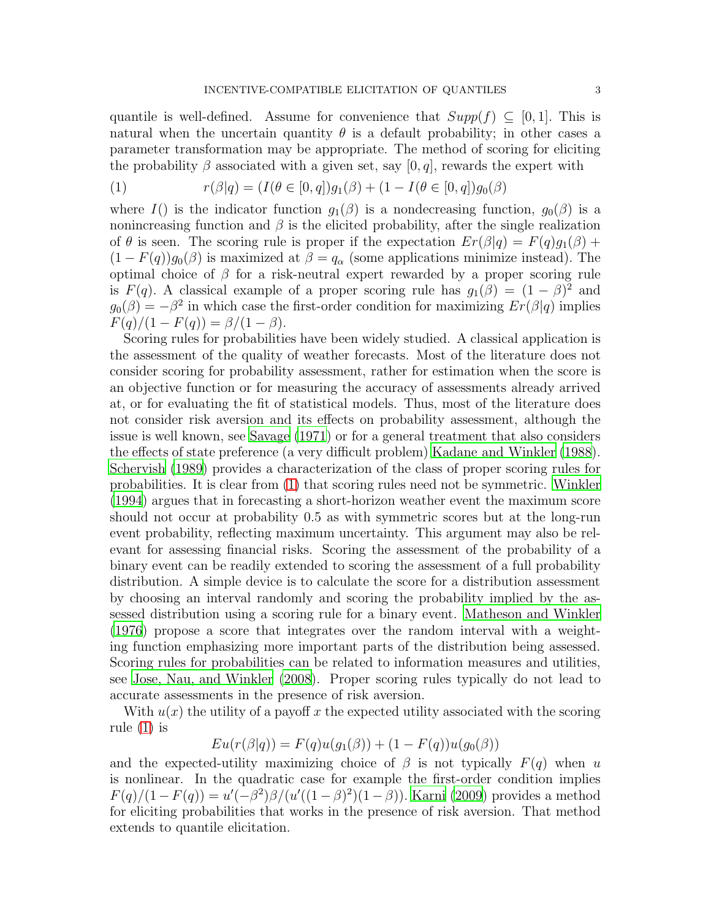quantile is well-defined. Assume for convenience that $Supp(f) \subseteq [0,1]$. This is natural when the uncertain quantity $\theta$ is a default probability; in other cases a parameter transformation may be appropriate. The method of scoring for eliciting the probability $\beta$ associated with a given set, say $[0, q]$, rewards the expert with

$$r(\beta|q) = (I(\theta \in [0,q])g_1(\beta) + (1 - I(\theta \in [0,q])g_0(\beta) \quad (1)$$

where $I()$ is the indicator function $g_1(\beta)$ is a nondecreasing function, $g_0(\beta)$ is a nonincreasing function and $\beta$ is the elicited probability, after the single realization of $\theta$ is seen. The scoring rule is proper if the expectation $Er(\beta|q) = F(q)g_1(\beta) + (1 - F(q))g_0(\beta)$ is maximized at $\beta = q_\alpha$ (some applications minimize instead). The optimal choice of $\beta$ for a risk-neutral expert rewarded by a proper scoring rule is $F(q)$. A classical example of a proper scoring rule has $g_1(\beta) = (1-\beta)^2$ and $g_0(\beta) = -\beta^2$ in which case the first-order condition for maximizing $Er(\beta|q)$ implies $F(q)/(1 - F(q)) = \beta/(1 - \beta)$.

Scoring rules for probabilities have been widely studied. A classical application is the assessment of the quality of weather forecasts. Most of the literature does not consider scoring for probability assessment, rather for estimation when the score is an objective function or for measuring the accuracy of assessments already arrived at, or for evaluating the fit of statistical models. Thus, most of the literature does not consider risk aversion and its effects on probability assessment, although the issue is well known, see Savage (1971) or for a general treatment that also considers the effects of state preference (a very difficult problem) Kadane and Winkler (1988). Schervish (1989) provides a characterization of the class of proper scoring rules for probabilities. It is clear from (1) that scoring rules need not be symmetric. Winkler (1994) argues that in forecasting a short-horizon weather event the maximum score should not occur at probability 0.5 as with symmetric scores but at the long-run event probability, reflecting maximum uncertainty. This argument may also be relevant for assessing financial risks. Scoring the assessment of the probability of a binary event can be readily extended to scoring the assessment of a full probability distribution. A simple device is to calculate the score for a distribution assessment by choosing an interval randomly and scoring the probability implied by the assessed distribution using a scoring rule for a binary event. Matheson and Winkler (1976) propose a score that integrates over the random interval with a weighting function emphasizing more important parts of the distribution being assessed. Scoring rules for probabilities can be related to information measures and utilities, see Jose, Nau, and Winkler (2008). Proper scoring rules typically do not lead to accurate assessments in the presence of risk aversion.

With $u(x)$ the utility of a payoff $x$ the expected utility associated with the scoring rule (1) is

$$Eu(r(\beta|q)) = F(q)u(g_1(\beta)) + (1 - F(q))u(g_0(\beta))$$

and the expected-utility maximizing choice of $\beta$ is not typically $F(q)$ when $u$ is nonlinear. In the quadratic case for example the first-order condition implies $F(q)/(1-F(q)) = u'(-\beta^2)\beta/(u'((1-\beta)^2)(1-\beta))$. Karni (2009) provides a method for eliciting probabilities that works in the presence of risk aversion. That method extends to quantile elicitation.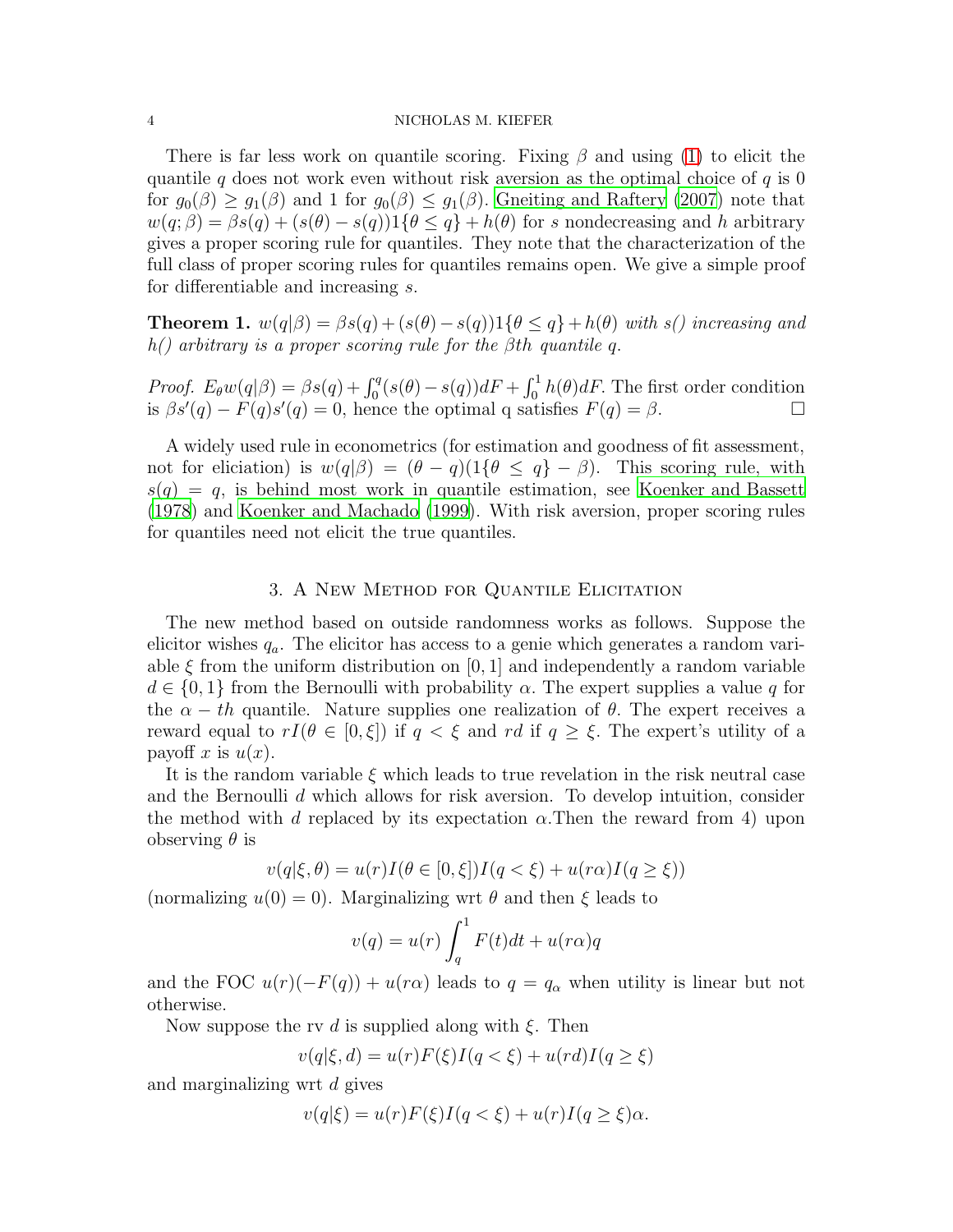There is far less work on quantile scoring. Fixing $\beta$ and using (1) to elicit the quantile $q$ does not work even without risk aversion as the optimal choice of $q$ is 0 for $g_0(\beta) \geq g_1(\beta)$ and 1 for $g_0(\beta) \leq g_1(\beta)$. Gneiting and Raftery (2007) note that $w(q;\beta) = \beta s(q) + (s(\theta) - s(q))1\{\theta \leq q\} + h(\theta)$ for $s$ nondecreasing and $h$ arbitrary gives a proper scoring rule for quantiles. They note that the characterization of the full class of proper scoring rules for quantiles remains open. We give a simple proof for differentiable and increasing $s$.

**Theorem 1.** *$w(q|\beta) = \beta s(q) + (s(\theta) - s(q))1\{\theta \leq q\} + h(\theta)$ with s() increasing and h() arbitrary is a proper scoring rule for the βth quantile q.*

*Proof.* $E_\theta w(q|\beta) = \beta s(q) + \int_0^q (s(\theta) - s(q))dF + \int_0^1 h(\theta)dF$. The first order condition is $\beta s'(q) - F(q)s'(q) = 0$, hence the optimal q satisfies $F(q) = \beta$. □

A widely used rule in econometrics (for estimation and goodness of fit assessment, not for eliciation) is $w(q|\beta) = (\theta - q)(1\{\theta \leq q\} - \beta)$. This scoring rule, with $s(q) = q$, is behind most work in quantile estimation, see Koenker and Bassett (1978) and Koenker and Machado (1999). With risk aversion, proper scoring rules for quantiles need not elicit the true quantiles.

## 3. A New Method for Quantile Elicitation

The new method based on outside randomness works as follows. Suppose the elicitor wishes $q_a$. The elicitor has access to a genie which generates a random variable $\xi$ from the uniform distribution on $[0, 1]$ and independently a random variable $d \in \{0, 1\}$ from the Bernoulli with probability $\alpha$. The expert supplies a value $q$ for the $\alpha - th$ quantile. Nature supplies one realization of $\theta$. The expert receives a reward equal to $rI(\theta \in [0, \xi])$ if $q < \xi$ and $rd$ if $q \geq \xi$. The expert's utility of a payoff $x$ is $u(x)$.

It is the random variable $\xi$ which leads to true revelation in the risk neutral case and the Bernoulli $d$ which allows for risk aversion. To develop intuition, consider the method with $d$ replaced by its expectation $\alpha$.Then the reward from 4) upon observing $\theta$ is

$$v(q|\xi, \theta) = u(r)I(\theta \in [0, \xi])I(q < \xi) + u(r\alpha)I(q \geq \xi))$$

(normalizing $u(0) = 0$). Marginalizing wrt $\theta$ and then $\xi$ leads to

$$v(q) = u(r) \int_q^1 F(t)dt + u(r\alpha)q$$

and the FOC $u(r)(-F(q)) + u(r\alpha)$ leads to $q = q_\alpha$ when utility is linear but not otherwise.

Now suppose the rv $d$ is supplied along with $\xi$. Then

$$v(q|\xi, d) = u(r)F(\xi)I(q < \xi) + u(rd)I(q \geq \xi)$$

and marginalizing wrt $d$ gives

$$v(q|\xi) = u(r)F(\xi)I(q < \xi) + u(r)I(q \geq \xi)\alpha.$$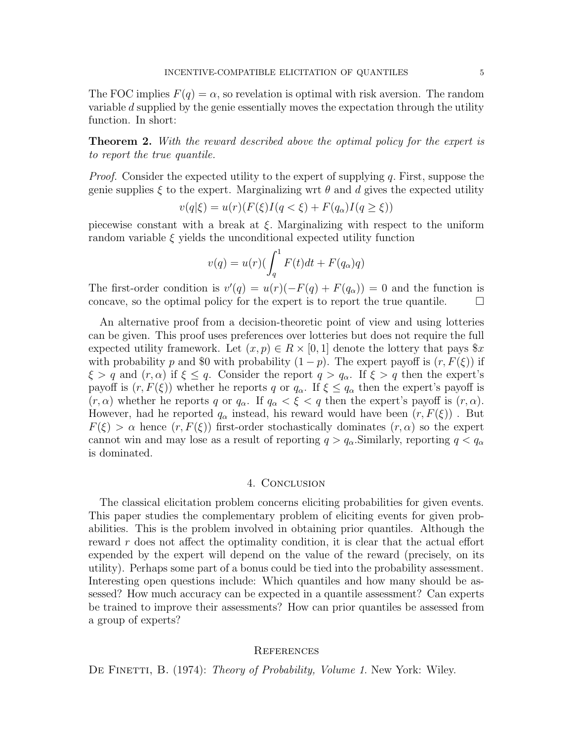The FOC implies $F(q) = \alpha$, so revelation is optimal with risk aversion. The random variable $d$ supplied by the genie essentially moves the expectation through the utility function. In short:

**Theorem 2.** *With the reward described above the optimal policy for the expert is to report the true quantile.*

*Proof.* Consider the expected utility to the expert of supplying $q$. First, suppose the genie supplies $\xi$ to the expert. Marginalizing wrt $\theta$ and $d$ gives the expected utility

$$v(q|\xi) = u(r)(F(\xi)I(q < \xi) + F(q_\alpha)I(q \geq \xi))$$

piecewise constant with a break at $\xi$. Marginalizing with respect to the uniform random variable $\xi$ yields the unconditional expected utility function

$$v(q) = u(r)(\int_q^1 F(t)dt + F(q_\alpha)q)$$

The first-order condition is $v'(q) = u(r)(-F(q) + F(q_\alpha)) = 0$ and the function is concave, so the optimal policy for the expert is to report the true quantile. $\square$

An alternative proof from a decision-theoretic point of view and using lotteries can be given. This proof uses preferences over lotteries but does not require the full expected utility framework. Let $(x, p) \in R \times [0, 1]$ denote the lottery that pays $\$x$ with probability $p$ and $\$0$ with probability $(1 - p)$. The expert payoff is $(r, F(\xi))$ if $\xi > q$ and $(r, \alpha)$ if $\xi \leq q$. Consider the report $q > q_\alpha$. If $\xi > q$ then the expert's payoff is $(r, F(\xi))$ whether he reports $q$ or $q_\alpha$. If $\xi \leq q_\alpha$ then the expert's payoff is $(r, \alpha)$ whether he reports $q$ or $q_\alpha$. If $q_\alpha < \xi < q$ then the expert's payoff is $(r, \alpha)$. However, had he reported $q_\alpha$ instead, his reward would have been $(r, F(\xi))$ . But $F(\xi) > \alpha$ hence $(r, F(\xi))$ first-order stochastically dominates $(r, \alpha)$ so the expert cannot win and may lose as a result of reporting $q > q_\alpha$.Similarly, reporting $q < q_\alpha$ is dominated.

## 4. Conclusion

The classical elicitation problem concerns eliciting probabilities for given events. This paper studies the complementary problem of eliciting events for given probabilities. This is the problem involved in obtaining prior quantiles. Although the reward $r$ does not affect the optimality condition, it is clear that the actual effort expended by the expert will depend on the value of the reward (precisely, on its utility). Perhaps some part of a bonus could be tied into the probability assessment. Interesting open questions include: Which quantiles and how many should be assessed? How much accuracy can be expected in a quantile assessment? Can experts be trained to improve their assessments? How can prior quantiles be assessed from a group of experts?

## References

De Finetti, B. (1974): *Theory of Probability, Volume 1.* New York: Wiley.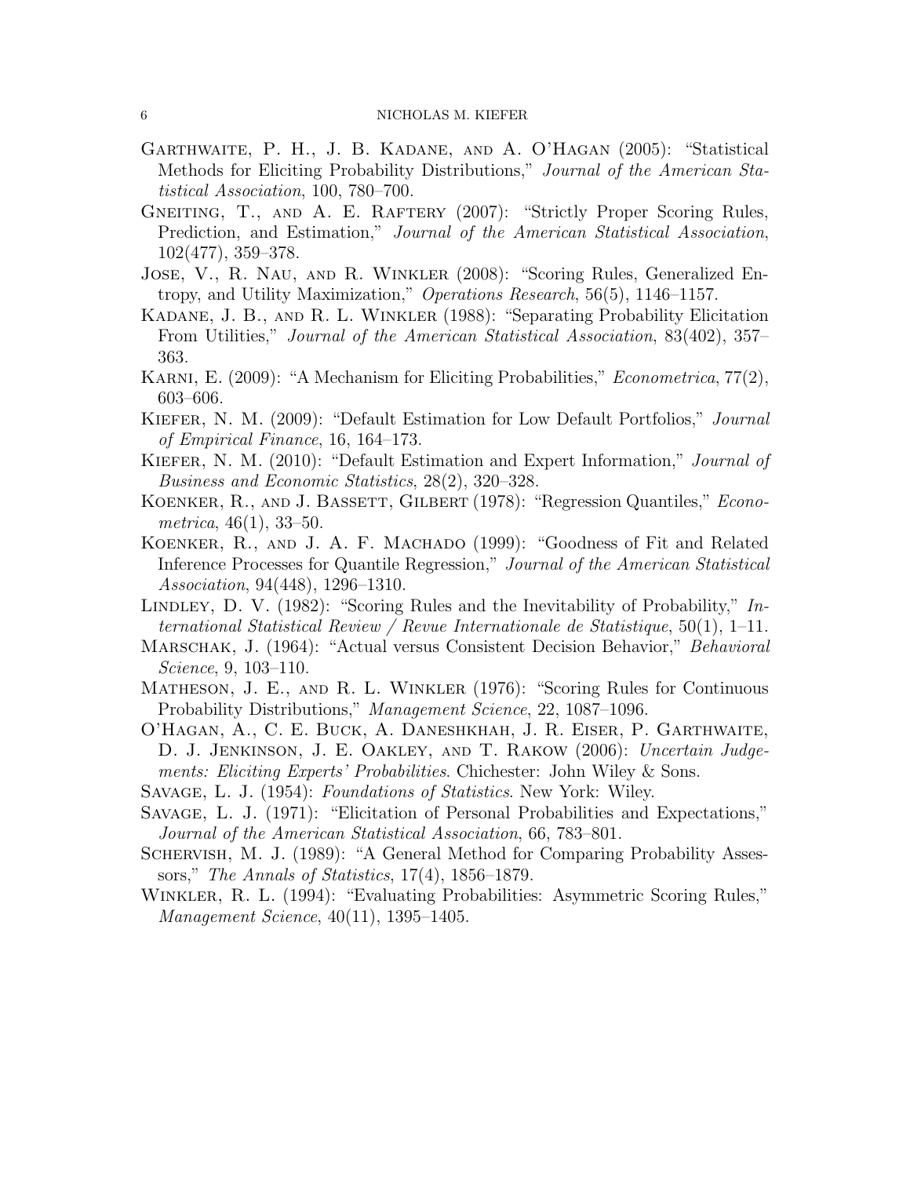Garthwaite, P. H., J. B. Kadane, and A. O'Hagan (2005): "Statistical Methods for Eliciting Probability Distributions," *Journal of the American Statistical Association*, 100, 780–700.

Gneiting, T., and A. E. Raftery (2007): "Strictly Proper Scoring Rules, Prediction, and Estimation," *Journal of the American Statistical Association*, 102(477), 359–378.

Jose, V., R. Nau, and R. Winkler (2008): "Scoring Rules, Generalized Entropy, and Utility Maximization," *Operations Research*, 56(5), 1146–1157.

Kadane, J. B., and R. L. Winkler (1988): "Separating Probability Elicitation From Utilities," *Journal of the American Statistical Association*, 83(402), 357–363.

Karni, E. (2009): "A Mechanism for Eliciting Probabilities," *Econometrica*, 77(2), 603–606.

Kiefer, N. M. (2009): "Default Estimation for Low Default Portfolios," *Journal of Empirical Finance*, 16, 164–173.

Kiefer, N. M. (2010): "Default Estimation and Expert Information," *Journal of Business and Economic Statistics*, 28(2), 320–328.

Koenker, R., and J. Bassett, Gilbert (1978): "Regression Quantiles," *Econometrica*, 46(1), 33–50.

Koenker, R., and J. A. F. Machado (1999): "Goodness of Fit and Related Inference Processes for Quantile Regression," *Journal of the American Statistical Association*, 94(448), 1296–1310.

Lindley, D. V. (1982): "Scoring Rules and the Inevitability of Probability," *International Statistical Review / Revue Internationale de Statistique*, 50(1), 1–11.

Marschak, J. (1964): "Actual versus Consistent Decision Behavior," *Behavioral Science*, 9, 103–110.

Matheson, J. E., and R. L. Winkler (1976): "Scoring Rules for Continuous Probability Distributions," *Management Science*, 22, 1087–1096.

O'Hagan, A., C. E. Buck, A. Daneshkhah, J. R. Eiser, P. Garthwaite, D. J. Jenkinson, J. E. Oakley, and T. Rakow (2006): *Uncertain Judgements: Eliciting Experts' Probabilities*. Chichester: John Wiley & Sons.

Savage, L. J. (1954): *Foundations of Statistics*. New York: Wiley.

Savage, L. J. (1971): "Elicitation of Personal Probabilities and Expectations," *Journal of the American Statistical Association*, 66, 783–801.

Schervish, M. J. (1989): "A General Method for Comparing Probability Assessors," *The Annals of Statistics*, 17(4), 1856–1879.

Winkler, R. L. (1994): "Evaluating Probabilities: Asymmetric Scoring Rules," *Management Science*, 40(11), 1395–1405.